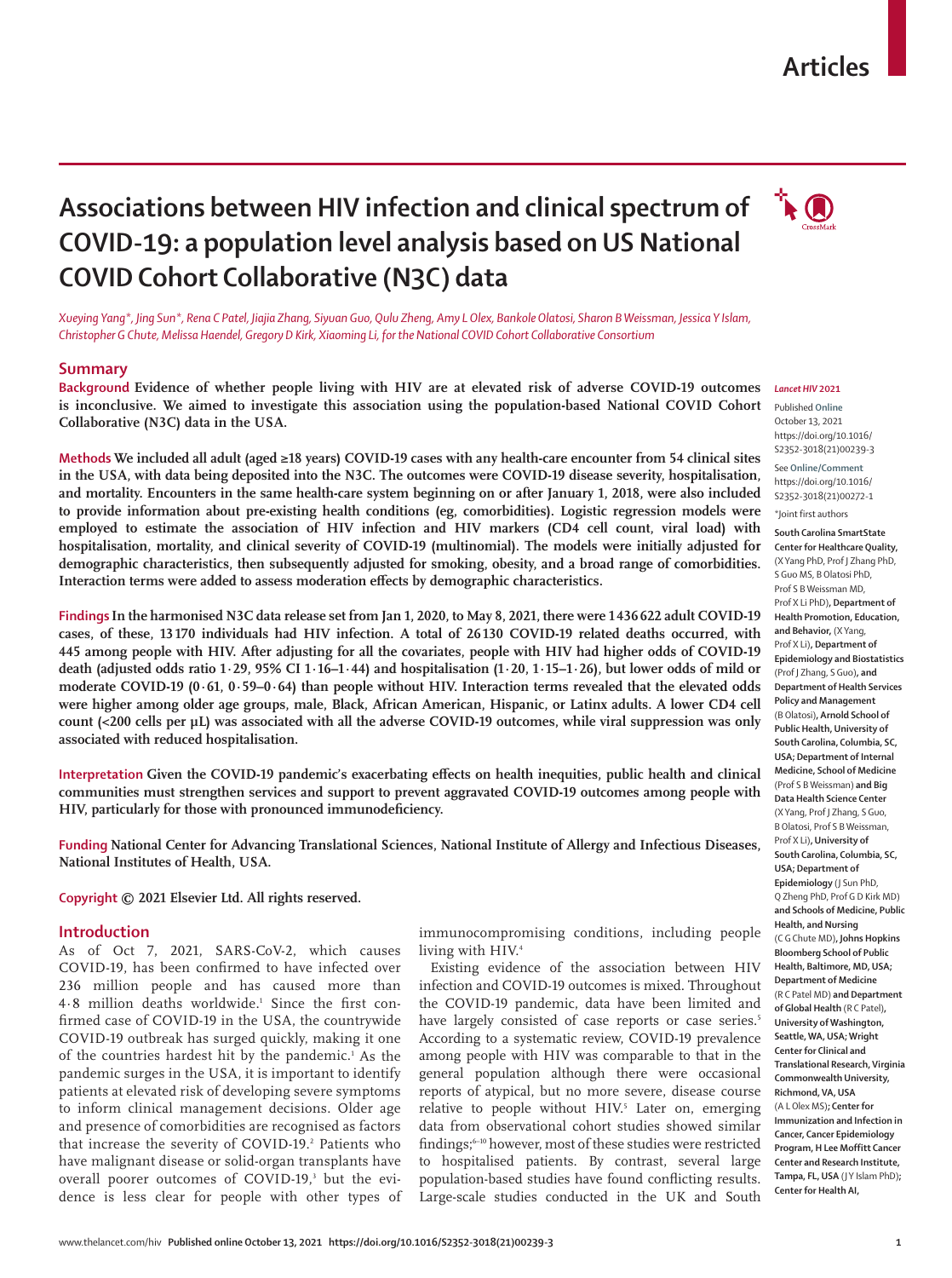# Associations between HIV infection and clinical spectrum of COVID-19: a population level analysis based on US National COVID Cohort Collaborative (N3C) data

*Xueying Yang\*, Jing Sun\*, Rena C Patel, Jiajia Zhang, Siyuan Guo, Qulu Zheng, Amy L Olex, Bankole Olatosi, Sharon B Weissman, Jessica Y Islam, Christopher G Chute, Melissa Haendel, Gregory D Kirk, Xiaoming Li, for the National COVID Cohort Collaborative Consortium*

## Summary

**Background** Evidence of whether people living with HIV are at elevated risk of adverse COVID-19 outcomes is inconclusive. We aimed to investigate this association using the population-based National COVID Cohort Collaborative (N3C) data in the USA.

**Methods** We included all adult (aged ≥18 years) COVID-19 cases with any health-care encounter from 54 clinical sites in the USA, with data being deposited into the N3C. The outcomes were COVID-19 disease severity, hospitalisation, and mortality. Encounters in the same health-care system beginning on or after January 1, 2018, were also included to provide information about pre-existing health conditions (eg, comorbidities). Logistic regression models were employed to estimate the association of HIV infection and HIV markers (CD4 cell count, viral load) with hospitalisation, mortality, and clinical severity of COVID-19 (multinomial). The models were initially adjusted for demographic characteristics, then subsequently adjusted for smoking, obesity, and a broad range of comorbidities. Interaction terms were added to assess moderation effects by demographic characteristics.

**Findings** In the harmonised N3C data release set from Jan 1, 2020, to May 8, 2021, there were 1 436 622 adult COVID-19 cases, of these, 13 170 individuals had HIV infection. A total of 26 130 COVID-19 related deaths occurred, with 445 among people with HIV. After adjusting for all the covariates, people with HIV had higher odds of COVID-19 death (adjusted odds ratio 1·29, 95% CI 1·16–1·44) and hospitalisation (1·20, 1·15–1·26), but lower odds of mild or moderate COVID-19 (0·61, 0·59–0·64) than people without HIV. Interaction terms revealed that the elevated odds were higher among older age groups, male, Black, African American, Hispanic, or Latinx adults. A lower CD4 cell count (<200 cells per µL) was associated with all the adverse COVID-19 outcomes, while viral suppression was only associated with reduced hospitalisation.

**Interpretation** Given the COVID-19 pandemic's exacerbating effects on health inequities, public health and clinical communities must strengthen services and support to prevent aggravated COVID-19 outcomes among people with HIV, particularly for those with pronounced immunodeficiency.

**Funding** National Center for Advancing Translational Sciences, National Institute of Allergy and Infectious Diseases, National Institutes of Health, USA.

**Copyright** © 2021 Elsevier Ltd. All rights reserved.

*Lancet HIV* 2021

Published **Online** October 13, 2021 https://doi.org/10.1016/S2352-3018(21)00239-3

See **Online/Comment** https://doi.org/10.1016/S2352-3018(21)00272-1

\*Joint first authors

**South Carolina SmartState Center for Healthcare Quality,** (X Yang PhD, Prof J Zhang PhD, S Guo MS, B Olatosi PhD, Prof S B Weissman MD, Prof X Li PhD), **Department of Health Promotion, Education, and Behavior,** (X Yang, Prof X Li), **Department of Epidemiology and Biostatistics** (Prof J Zhang, S Guo), **and Department of Health Services Policy and Management** (B Olatosi), **Arnold School of Public Health, University of South Carolina, Columbia, SC, USA; Department of Internal Medicine, School of Medicine** (Prof S B Weissman) **and Big Data Health Science Center** (X Yang, Prof J Zhang, S Guo, B Olatosi, Prof S B Weissman, Prof X Li), **University of South Carolina, Columbia, SC, USA; Department of Epidemiology** (J Sun PhD, Q Zheng PhD, Prof G D Kirk MD) **and Schools of Medicine, Public Health, and Nursing** (C G Chute MD), **Johns Hopkins Bloomberg School of Public Health, Baltimore, MD, USA; Department of Medicine** (R C Patel MD) **and Department of Global Health** (R C Patel), **University of Washington, Seattle, WA, USA; Wright Center for Clinical and Translational Research, Virginia Commonwealth University, Richmond, VA, USA** (A L Olex MS); **Center for Immunization and Infection in Cancer, Cancer Epidemiology Program, H Lee Moffitt Cancer Center and Research Institute, Tampa, FL, USA** (J Y Islam PhD); **Center for Health AI,**

## Introduction

As of Oct 7, 2021, SARS-CoV-2, which causes COVID-19, has been confirmed to have infected over 236 million people and has caused more than 4·8 million deaths worldwide.[1] Since the first confirmed case of COVID-19 in the USA, the countrywide COVID-19 outbreak has surged quickly, making it one of the countries hardest hit by the pandemic.[1] As the pandemic surges in the USA, it is important to identify patients at elevated risk of developing severe symptoms to inform clinical management decisions. Older age and presence of comorbidities are recognised as factors that increase the severity of COVID-19.[2] Patients who have malignant disease or solid-organ transplants have overall poorer outcomes of COVID-19,[3] but the evidence is less clear for people with other types of immunocompromising conditions, including people living with HIV.[4]

Existing evidence of the association between HIV infection and COVID-19 outcomes is mixed. Throughout the COVID-19 pandemic, data have been limited and have largely consisted of case reports or case series.[5] According to a systematic review, COVID-19 prevalence among people with HIV was comparable to that in the general population although there were occasional reports of atypical, but no more severe, disease course relative to people without HIV.[5] Later on, emerging data from observational cohort studies showed similar findings;[6–10] however, most of these studies were restricted to hospitalised patients. By contrast, several large population-based studies have found conflicting results. Large-scale studies conducted in the UK and South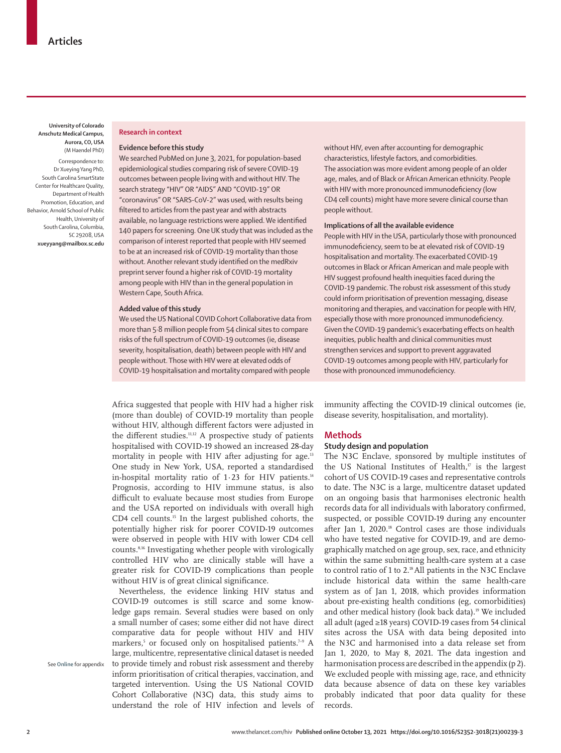University of Colorado Anschutz Medical Campus, Aurora, CO, USA (M Haendel PhD)

Correspondence to: Dr Xueying Yang PhD, South Carolina SmartState Center for Healthcare Quality, Department of Health Promotion, Education, and Behavior, Arnold School of Public Health, University of South Carolina, Columbia, SC 29208, USA **xueyyang@mailbox.sc.edu**

## Research in context

### Evidence before this study

We searched PubMed on June 3, 2021, for population-based epidemiological studies comparing risk of severe COVID-19 outcomes between people living with and without HIV. The search strategy "HIV" OR "AIDS" AND "COVID-19" OR "coronavirus" OR "SARS-CoV-2" was used, with results being filtered to articles from the past year and with abstracts available, no language restrictions were applied. We identified 140 papers for screening. One UK study that was included as the comparison of interest reported that people with HIV seemed to be at an increased risk of COVID-19 mortality than those without. Another relevant study identified on the medRxiv preprint server found a higher risk of COVID-19 mortality among people with HIV than in the general population in Western Cape, South Africa.

### Added value of this study

We used the US National COVID Cohort Collaborative data from more than 5·8 million people from 54 clinical sites to compare risks of the full spectrum of COVID-19 outcomes (ie, disease severity, hospitalisation, death) between people with HIV and people without. Those with HIV were at elevated odds of COVID-19 hospitalisation and mortality compared with people without HIV, even after accounting for demographic characteristics, lifestyle factors, and comorbidities. The association was more evident among people of an older age, males, and of Black or African American ethnicity. People with HIV with more pronounced immunodeficiency (low CD4 cell counts) might have more severe clinical course than people without.

### Implications of all the available evidence

People with HIV in the USA, particularly those with pronounced immunodeficiency, seem to be at elevated risk of COVID-19 hospitalisation and mortality. The exacerbated COVID-19 outcomes in Black or African American and male people with HIV suggest profound health inequities faced during the COVID-19 pandemic. The robust risk assessment of this study could inform prioritisation of prevention messaging, disease monitoring and therapies, and vaccination for people with HIV, especially those with more pronounced immunodeficiency. Given the COVID-19 pandemic's exacerbating effects on health inequities, public health and clinical communities must strengthen services and support to prevent aggravated COVID-19 outcomes among people with HIV, particularly for those with pronounced immunodeficiency.

Africa suggested that people with HIV had a higher risk (more than double) of COVID-19 mortality than people without HIV, although different factors were adjusted in the different studies.[11,12] A prospective study of patients hospitalised with COVID-19 showed an increased 28-day mortality in people with HIV after adjusting for age.[13] One study in New York, USA, reported a standardised in-hospital mortality ratio of 1·23 for HIV patients.[14] Prognosis, according to HIV immune status, is also difficult to evaluate because most studies from Europe and the USA reported on individuals with overall high CD4 cell counts.[15] In the largest published cohorts, the potentially higher risk for poorer COVID-19 outcomes were observed in people with HIV with lower CD4 cell counts.[8,16] Investigating whether people with virologically controlled HIV who are clinically stable will have a greater risk for COVID-19 complications than people without HIV is of great clinical significance.

Nevertheless, the evidence linking HIV status and COVID-19 outcomes is still scarce and some knowledge gaps remain. Several studies were based on only a small number of cases; some either did not have direct comparative data for people without HIV and HIV markers,[5] or focused only on hospitalised patients.[7–9] A large, multicentre, representative clinical dataset is needed to provide timely and robust risk assessment and thereby inform prioritisation of critical therapies, vaccination, and targeted intervention. Using the US National COVID Cohort Collaborative (N3C) data, this study aims to understand the role of HIV infection and levels of immunity affecting the COVID-19 clinical outcomes (ie, disease severity, hospitalisation, and mortality).

See **Online** for appendix

## Methods

### Study design and population

The N3C Enclave, sponsored by multiple institutes of the US National Institutes of Health,[17] is the largest cohort of US COVID-19 cases and representative controls to date. The N3C is a large, multicentre dataset updated on an ongoing basis that harmonises electronic health records data for all individuals with laboratory confirmed, suspected, or possible COVID-19 during any encounter after Jan 1, 2020.[18] Control cases are those individuals who have tested negative for COVID-19, and are demographically matched on age group, sex, race, and ethnicity within the same submitting health-care system at a case to control ratio of 1 to 2.[18] All patients in the N3C Enclave include historical data within the same health-care system as of Jan 1, 2018, which provides information about pre-existing health conditions (eg, comorbidities) and other medical history (look back data).[19] We included all adult (aged ≥18 years) COVID-19 cases from 54 clinical sites across the USA with data being deposited into the N3C and harmonised into a data release set from Jan 1, 2020, to May 8, 2021. The data ingestion and harmonisation process are described in the appendix (p 2). We excluded people with missing age, race, and ethnicity data because absence of data on these key variables probably indicated that poor data quality for these records.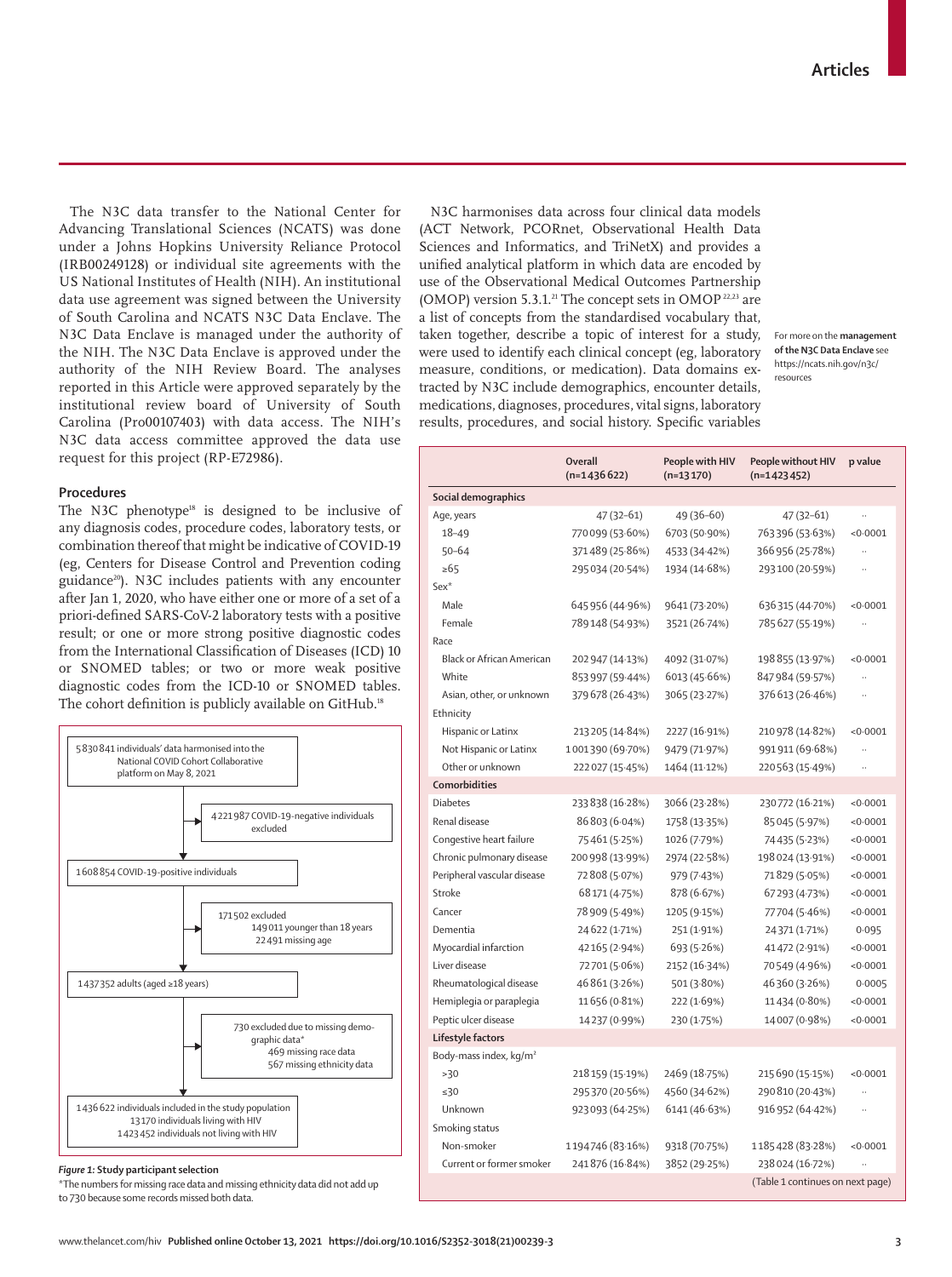The N3C data transfer to the National Center for Advancing Translational Sciences (NCATS) was done under a Johns Hopkins University Reliance Protocol (IRB00249128) or individual site agreements with the US National Institutes of Health (NIH). An institutional data use agreement was signed between the University of South Carolina and NCATS N3C Data Enclave. The N3C Data Enclave is managed under the authority of the NIH. The N3C Data Enclave is approved under the authority of the NIH Review Board. The analyses reported in this Article were approved separately by the institutional review board of University of South Carolina (Pro00107403) with data access. The NIH's N3C data access committee approved the data use request for this project (RP-E72986).

## Procedures

The N3C phenotype[18] is designed to be inclusive of any diagnosis codes, procedure codes, laboratory tests, or combination thereof that might be indicative of COVID-19 (eg, Centers for Disease Control and Prevention coding guidance[20]). N3C includes patients with any encounter after Jan 1, 2020, who have either one or more of a set of a priori-defined SARS-CoV-2 laboratory tests with a positive result; or one or more strong positive diagnostic codes from the International Classification of Diseases (ICD) 10 or SNOMED tables; or two or more weak positive diagnostic codes from the ICD-10 or SNOMED tables. The cohort definition is publicly available on GitHub.[18]

5 830 841 individuals' data harmonised into the National COVID Cohort Collaborative platform on May 8, 2021
→ 4 221 987 COVID-19-negative individuals excluded
1 608 854 COVID-19-positive individuals
→ 171 502 excluded: 149 011 younger than 18 years; 22 491 missing age
1 437 352 adults (aged ≥18 years)
→ 730 excluded due to missing demographic data*: 469 missing race data; 567 missing ethnicity data
1 436 622 individuals included in the study population: 13 170 individuals living with HIV; 1 423 452 individuals not living with HIV

*Figure 1:* **Study participant selection**
*The numbers for missing race data and missing ethnicity data did not add up to 730 because some records missed both data.

N3C harmonises data across four clinical data models (ACT Network, PCORnet, Observational Health Data Sciences and Informatics, and TriNetX) and provides a unified analytical platform in which data are encoded by use of the Observational Medical Outcomes Partnership (OMOP) version 5.3.1.[21] The concept sets in OMOP[22,23] are a list of concepts from the standardised vocabulary that, taken together, describe a topic of interest for a study, were used to identify each clinical concept (eg, laboratory measure, conditions, or medication). Data domains extracted by N3C include demographics, encounter details, medications, diagnoses, procedures, vital signs, laboratory results, procedures, and social history. Specific variables

For more on the **management of the N3C Data Enclave** see https://ncats.nih.gov/n3c/resources

| | Overall (n=1 436 622) | People with HIV (n=13 170) | People without HIV (n=1 423 452) | p value |
|---|---|---|---|---|
| **Social demographics** | | | | |
| Age, years | 47 (32–61) | 49 (36–60) | 47 (32–61) | .. |
| 18–49 | 770 099 (53·60%) | 6703 (50·90%) | 763 396 (53·63%) | <0·0001 |
| 50–64 | 371 489 (25·86%) | 4533 (34·42%) | 366 956 (25·78%) | .. |
| ≥65 | 295 034 (20·54%) | 1934 (14·68%) | 293 100 (20·59%) | .. |
| Sex* | | | | |
| Male | 645 956 (44·96%) | 9641 (73·20%) | 636 315 (44·70%) | <0·0001 |
| Female | 789 148 (54·93%) | 3521 (26·74%) | 785 627 (55·19%) | .. |
| Race | | | | |
| Black or African American | 202 947 (14·13%) | 4092 (31·07%) | 198 855 (13·97%) | <0·0001 |
| White | 853 997 (59·44%) | 6013 (45·66%) | 847 984 (59·57%) | .. |
| Asian, other, or unknown | 379 678 (26·43%) | 3065 (23·27%) | 376 613 (26·46%) | .. |
| Ethnicity | | | | |
| Hispanic or Latinx | 213 205 (14·84%) | 2227 (16·91%) | 210 978 (14·82%) | <0·0001 |
| Not Hispanic or Latinx | 1 001 390 (69·70%) | 9479 (71·97%) | 991 911 (69·68%) | .. |
| Other or unknown | 222 027 (15·45%) | 1464 (11·12%) | 220 563 (15·49%) | .. |
| **Comorbidities** | | | | |
| Diabetes | 233 838 (16·28%) | 3066 (23·28%) | 230 772 (16·21%) | <0·0001 |
| Renal disease | 86 803 (6·04%) | 1758 (13·35%) | 85 045 (5·97%) | <0·0001 |
| Congestive heart failure | 75 461 (5·25%) | 1026 (7·79%) | 74 435 (5·23%) | <0·0001 |
| Chronic pulmonary disease | 200 998 (13·99%) | 2974 (22·58%) | 198 024 (13·91%) | <0·0001 |
| Peripheral vascular disease | 72 808 (5·07%) | 979 (7·43%) | 71 829 (5·05%) | <0·0001 |
| Stroke | 68 171 (4·75%) | 878 (6·67%) | 67 293 (4·73%) | <0·0001 |
| Cancer | 78 909 (5·49%) | 1205 (9·15%) | 77 704 (5·46%) | <0·0001 |
| Dementia | 24 622 (1·71%) | 251 (1·91%) | 24 371 (1·71%) | 0·095 |
| Myocardial infarction | 42 165 (2·94%) | 693 (5·26%) | 41 472 (2·91%) | <0·0001 |
| Liver disease | 72 701 (5·06%) | 2152 (16·34%) | 70 549 (4·96%) | <0·0001 |
| Rheumatological disease | 46 861 (3·26%) | 501 (3·80%) | 46 360 (3·26%) | 0·0005 |
| Hemiplegia or paraplegia | 11 656 (0·81%) | 222 (1·69%) | 11 434 (0·80%) | <0·0001 |
| Peptic ulcer disease | 14 237 (0·99%) | 230 (1·75%) | 14 007 (0·98%) | <0·0001 |
| **Lifestyle factors** | | | | |
| Body-mass index, kg/m² | | | | |
| >30 | 218 159 (15·19%) | 2469 (18·75%) | 215 690 (15·15%) | <0·0001 |
| ≤30 | 295 370 (20·56%) | 4560 (34·62%) | 290 810 (20·43%) | .. |
| Unknown | 923 093 (64·25%) | 6141 (46·63%) | 916 952 (64·42%) | .. |
| Smoking status | | | | |
| Non-smoker | 1 194 746 (83·16%) | 9318 (70·75%) | 1 185 428 (83·28%) | <0·0001 |
| Current or former smoker | 241 876 (16·84%) | 3852 (29·25%) | 238 024 (16·72%) | .. |

(Table 1 continues on next page)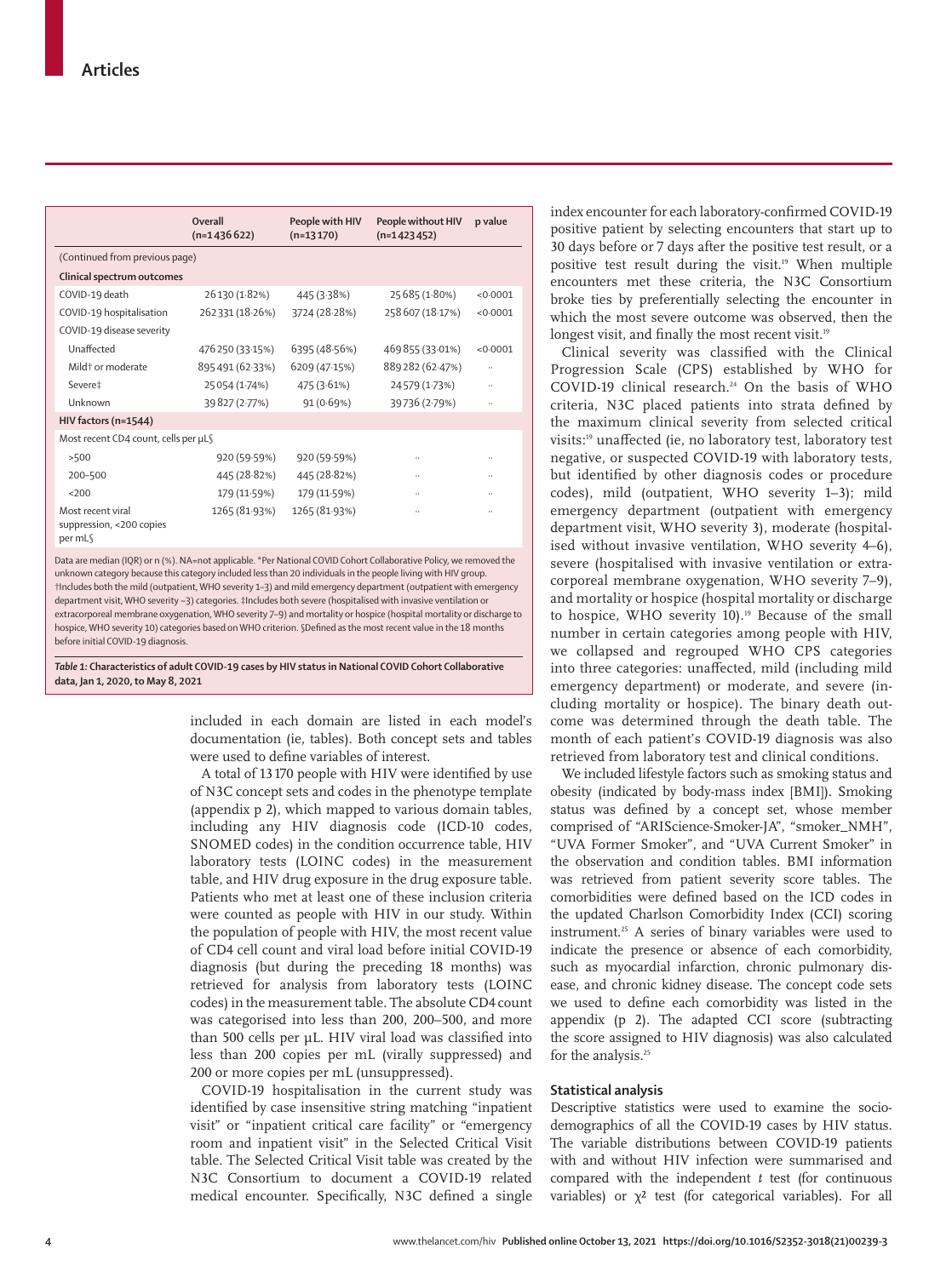| | Overall (n=1 436 622) | People with HIV (n=13 170) | People without HIV (n=1 423 452) | p value |
|---|---|---|---|---|
| (Continued from previous page) | | | | |
| **Clinical spectrum outcomes** | | | | |
| COVID-19 death | 26 130 (1·82%) | 445 (3·38%) | 25 685 (1·80%) | <0·0001 |
| COVID-19 hospitalisation | 262 331 (18·26%) | 3724 (28·28%) | 258 607 (18·17%) | <0·0001 |
| COVID-19 disease severity | | | | |
| Unaffected | 476 250 (33·15%) | 6395 (48·56%) | 469 855 (33·01%) | <0·0001 |
| Mild† or moderate | 895 491 (62·33%) | 6209 (47·15%) | 889 282 (62·47%) | .. |
| Severe‡ | 25 054 (1·74%) | 475 (3·61%) | 24 579 (1·73%) | .. |
| Unknown | 39 827 (2·77%) | 91 (0·69%) | 39 736 (2·79%) | .. |
| **HIV factors (n=1544)** | | | | |
| Most recent CD4 count, cells per µL§ | | | | |
| >500 | 920 (59·59%) | 920 (59·59%) | .. | .. |
| 200–500 | 445 (28·82%) | 445 (28·82%) | .. | .. |
| <200 | 179 (11·59%) | 179 (11·59%) | .. | .. |
| Most recent viral suppression, <200 copies per mL§ | 1265 (81·93%) | 1265 (81·93%) | .. | .. |

Data are median (IQR) or n (%). NA=not applicable. *Per National COVID Cohort Collaborative Policy, we removed the unknown category because this category included less than 20 individuals in the people living with HIV group. †Includes both the mild (outpatient, WHO severity 1–3) and mild emergency department (outpatient with emergency department visit, WHO severity ~3) categories. ‡Includes both severe (hospitalised with invasive ventilation or extracorporeal membrane oxygenation, WHO severity 7–9) and mortality or hospice (hospital mortality or discharge to hospice, WHO severity 10) categories based on WHO criterion. §Defined as the most recent value in the 18 months before initial COVID-19 diagnosis.

***Table 1:*** **Characteristics of adult COVID-19 cases by HIV status in National COVID Cohort Collaborative data, Jan 1, 2020, to May 8, 2021**

included in each domain are listed in each model's documentation (ie, tables). Both concept sets and tables were used to define variables of interest.

A total of 13 170 people with HIV were identified by use of N3C concept sets and codes in the phenotype template (appendix p 2), which mapped to various domain tables, including any HIV diagnosis code (ICD-10 codes, SNOMED codes) in the condition occurrence table, HIV laboratory tests (LOINC codes) in the measurement table, and HIV drug exposure in the drug exposure table. Patients who met at least one of these inclusion criteria were counted as people with HIV in our study. Within the population of people with HIV, the most recent value of CD4 cell count and viral load before initial COVID-19 diagnosis (but during the preceding 18 months) was retrieved for analysis from laboratory tests (LOINC codes) in the measurement table. The absolute CD4 count was categorised into less than 200, 200–500, and more than 500 cells per µL. HIV viral load was classified into less than 200 copies per mL (virally suppressed) and 200 or more copies per mL (unsuppressed).

COVID-19 hospitalisation in the current study was identified by case insensitive string matching "inpatient visit" or "inpatient critical care facility" or "emergency room and inpatient visit" in the Selected Critical Visit table. The Selected Critical Visit table was created by the N3C Consortium to document a COVID-19 related medical encounter. Specifically, N3C defined a single index encounter for each laboratory-confirmed COVID-19 positive patient by selecting encounters that start up to 30 days before or 7 days after the positive test result, or a positive test result during the visit.[19] When multiple encounters met these criteria, the N3C Consortium broke ties by preferentially selecting the encounter in which the most severe outcome was observed, then the longest visit, and finally the most recent visit.[19]

Clinical severity was classified with the Clinical Progression Scale (CPS) established by WHO for COVID-19 clinical research.[24] On the basis of WHO criteria, N3C placed patients into strata defined by the maximum clinical severity from selected critical visits:[19] unaffected (ie, no laboratory test, laboratory test negative, or suspected COVID-19 with laboratory tests, but identified by other diagnosis codes or procedure codes), mild (outpatient, WHO severity 1–3); mild emergency department (outpatient with emergency department visit, WHO severity 3), moderate (hospitalised without invasive ventilation, WHO severity 4–6), severe (hospitalised with invasive ventilation or extracorporeal membrane oxygenation, WHO severity 7–9), and mortality or hospice (hospital mortality or discharge to hospice, WHO severity 10).[19] Because of the small number in certain categories among people with HIV, we collapsed and regrouped WHO CPS categories into three categories: unaffected, mild (including mild emergency department) or moderate, and severe (including mortality or hospice). The binary death outcome was determined through the death table. The month of each patient's COVID-19 diagnosis was also retrieved from laboratory test and clinical conditions.

We included lifestyle factors such as smoking status and obesity (indicated by body-mass index [BMI]). Smoking status was defined by a concept set, whose member comprised of "ARIScience-Smoker-JA", "smoker_NMH", "UVA Former Smoker", and "UVA Current Smoker" in the observation and condition tables. BMI information was retrieved from patient severity score tables. The comorbidities were defined based on the ICD codes in the updated Charlson Comorbidity Index (CCI) scoring instrument.[25] A series of binary variables were used to indicate the presence or absence of each comorbidity, such as myocardial infarction, chronic pulmonary disease, and chronic kidney disease. The concept code sets we used to define each comorbidity was listed in the appendix (p 2). The adapted CCI score (subtracting the score assigned to HIV diagnosis) was also calculated for the analysis.[25]

### Statistical analysis

Descriptive statistics were used to examine the sociodemographics of all the COVID-19 cases by HIV status. The variable distributions between COVID-19 patients with and without HIV infection were summarised and compared with the independent $t$ test (for continuous variables) or $\chi^2$ test (for categorical variables). For all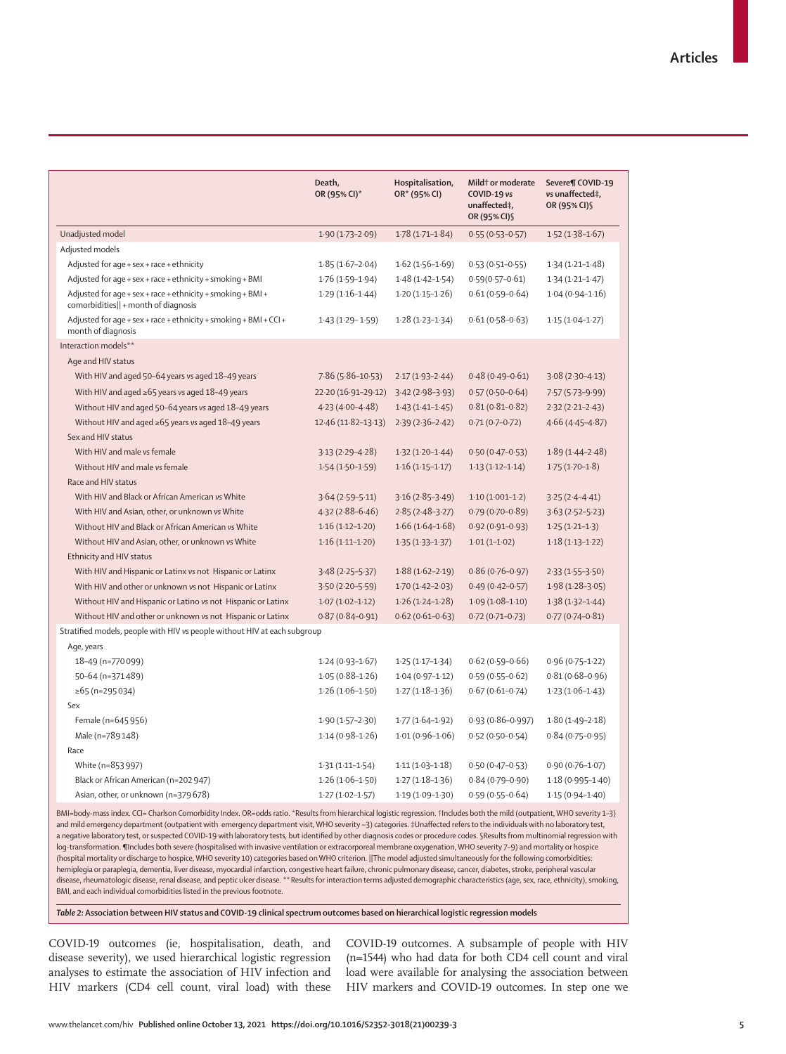| | Death, OR (95% CI)* | Hospitalisation, OR* (95% CI) | Mild† or moderate COVID-19 vs unaffected‡, OR (95% CI)§ | Severe¶ COVID-19 vs unaffected‡, OR (95% CI)§ |
|---|---|---|---|---|
| Unadjusted model | 1·90 (1·73–2·09) | 1·78 (1·71–1·84) | 0·55 (0·53–0·57) | 1·52 (1·38–1·67) |
| Adjusted models | | | | |
| Adjusted for age + sex + race + ethnicity | 1·85 (1·67–2·04) | 1·62 (1·56–1·69) | 0·53 (0·51–0·55) | 1·34 (1·21–1·48) |
| Adjusted for age + sex + race + ethnicity + smoking + BMI | 1·76 (1·59–1·94) | 1·48 (1·42–1·54) | 0·59(0·57–0·61) | 1·34 (1·21–1·47) |
| Adjusted for age + sex + race + ethnicity + smoking + BMI + comorbidities‖ + month of diagnosis | 1·29 (1·16–1·44) | 1·20 (1·15–1·26) | 0·61 (0·59–0·64) | 1·04 (0·94–1·16) |
| Adjusted for age + sex + race + ethnicity + smoking + BMI + CCI + month of diagnosis | 1·43 (1·29– 1·59) | 1·28 (1·23–1·34) | 0·61 (0·58–0·63) | 1·15 (1·04–1·27) |
| Interaction models** | | | | |
| Age and HIV status | | | | |
| With HIV and aged 50–64 years vs aged 18–49 years | 7·86 (5·86–10·53) | 2·17 (1·93–2·44) | 0·48 (0·49–0·61) | 3·08 (2·30–4·13) |
| With HIV and aged ≥65 years vs aged 18–49 years | 22·20 (16·91–29·12) | 3·42 (2·98–3·93) | 0·57 (0·50–0·64) | 7·57 (5·73–9·99) |
| Without HIV and aged 50–64 years vs aged 18–49 years | 4·23 (4·00–4·48) | 1·43 (1·41–1·45) | 0·81 (0·81–0·82) | 2·32 (2·21–2·43) |
| Without HIV and aged ≥65 years vs aged 18–49 years | 12·46 (11·82–13·13) | 2·39 (2·36–2·42) | 0·71 (0·7–0·72) | 4·66 (4·45–4·87) |
| Sex and HIV status | | | | |
| With HIV and male vs female | 3·13 (2·29–4·28) | 1·32 (1·20–1·44) | 0·50 (0·47–0·53) | 1·89 (1·44–2·48) |
| Without HIV and male vs female | 1·54 (1·50–1·59) | 1·16 (1·15–1·17) | 1·13 (1·12–1·14) | 1·75 (1·70–1·8) |
| Race and HIV status | | | | |
| With HIV and Black or African American vs White | 3·64 (2·59–5·11) | 3·16 (2·85–3·49) | 1·10 (1·001–1·2) | 3·25 (2·4–4·41) |
| With HIV and Asian, other, or unknown vs White | 4·32 (2·88–6·46) | 2·85 (2·48–3·27) | 0·79 (0·70–0·89) | 3·63 (2·52–5·23) |
| Without HIV and Black or African American vs White | 1·16 (1·12–1·20) | 1·66 (1·64–1·68) | 0·92 (0·91–0·93) | 1·25 (1·21–1·3) |
| Without HIV and Asian, other, or unknown vs White | 1·16 (1·11–1·20) | 1·35 (1·33–1·37) | 1·01 (1–1·02) | 1·18 (1·13–1·22) |
| Ethnicity and HIV status | | | | |
| With HIV and Hispanic or Latinx vs not Hispanic or Latinx | 3·48 (2·25–5·37) | 1·88 (1·62–2·19) | 0·86 (0·76–0·97) | 2·33 (1·55–3·50) |
| With HIV and other or unknown vs not Hispanic or Latinx | 3·50 (2·20–5·59) | 1·70 (1·42–2·03) | 0·49 (0·42–0·57) | 1·98 (1·28–3·05) |
| Without HIV and Hispanic or Latino vs not Hispanic or Latinx | 1·07 (1·02–1·12) | 1·26 (1·24–1·28) | 1·09 (1·08–1·10) | 1·38 (1·32–1·44) |
| Without HIV and other or unknown vs not Hispanic or Latinx | 0·87 (0·84–0·91) | 0·62 (0·61–0·63) | 0·72 (0·71–0·73) | 0·77 (0·74–0·81) |
| Stratified models, people with HIV vs people without HIV at each subgroup | | | | |
| Age, years | | | | |
| 18–49 (n=770 099) | 1·24 (0·93–1·67) | 1·25 (1·17–1·34) | 0·62 (0·59–0·66) | 0·96 (0·75–1·22) |
| 50–64 (n=371 489) | 1·05 (0·88–1·26) | 1·04 (0·97–1·12) | 0·59 (0·55–0·62) | 0·81 (0·68–0·96) |
| ≥65 (n=295 034) | 1·26 (1·06–1·50) | 1·27 (1·18–1·36) | 0·67 (0·61–0·74) | 1·23 (1·06–1·43) |
| Sex | | | | |
| Female (n=645 956) | 1·90 (1·57–2·30) | 1·77 (1·64–1·92) | 0·93 (0·86–0·997) | 1·80 (1·49–2·18) |
| Male (n=789 148) | 1·14 (0·98–1·26) | 1·01 (0·96–1·06) | 0·52 (0·50–0·54) | 0·84 (0·75–0·95) |
| Race | | | | |
| White (n=853 997) | 1·31 (1·11–1·54) | 1·11 (1·03–1·18) | 0·50 (0·47–0·53) | 0·90 (0·76–1·07) |
| Black or African American (n=202 947) | 1·26 (1·06–1·50) | 1·27 (1·18–1·36) | 0·84 (0·79–0·90) | 1·18 (0·995–1·40) |
| Asian, other, or unknown (n=379 678) | 1·27 (1·02–1·57) | 1·19 (1·09–1·30) | 0·59 (0·55–0·64) | 1·15 (0·94–1·40) |

BMI=body-mass index. CCI= Charlson Comorbidity Index. OR=odds ratio. *Results from hierarchical logistic regression. †Includes both the mild (outpatient, WHO severity 1–3) and mild emergency department (outpatient with emergency department visit, WHO severity ~3) categories. ‡Unaffected refers to the individuals with no laboratory test, a negative laboratory test, or suspected COVID-19 with laboratory tests, but identified by other diagnosis codes or procedure codes. §Results from multinomial regression with log-transformation. ¶Includes both severe (hospitalised with invasive ventilation or extracorporeal membrane oxygenation, WHO severity 7–9) and mortality or hospice (hospital mortality or discharge to hospice, WHO severity 10) categories based on WHO criterion. ‖The model adjusted simultaneously for the following comorbidities: hemiplegia or paraplegia, dementia, liver disease, myocardial infarction, congestive heart failure, chronic pulmonary disease, cancer, diabetes, stroke, peripheral vascular disease, rheumatologic disease, renal disease, and peptic ulcer disease. **Results for interaction terms adjusted demographic characteristics (age, sex, race, ethnicity), smoking, BMI, and each individual comorbidities listed in the previous footnote.

***Table 2:* Association between HIV status and COVID-19 clinical spectrum outcomes based on hierarchical logistic regression models**

COVID-19 outcomes (ie, hospitalisation, death, and disease severity), we used hierarchical logistic regression analyses to estimate the association of HIV infection and HIV markers (CD4 cell count, viral load) with these COVID-19 outcomes. A subsample of people with HIV (n=1544) who had data for both CD4 cell count and viral load were available for analysing the association between HIV markers and COVID-19 outcomes. In step one we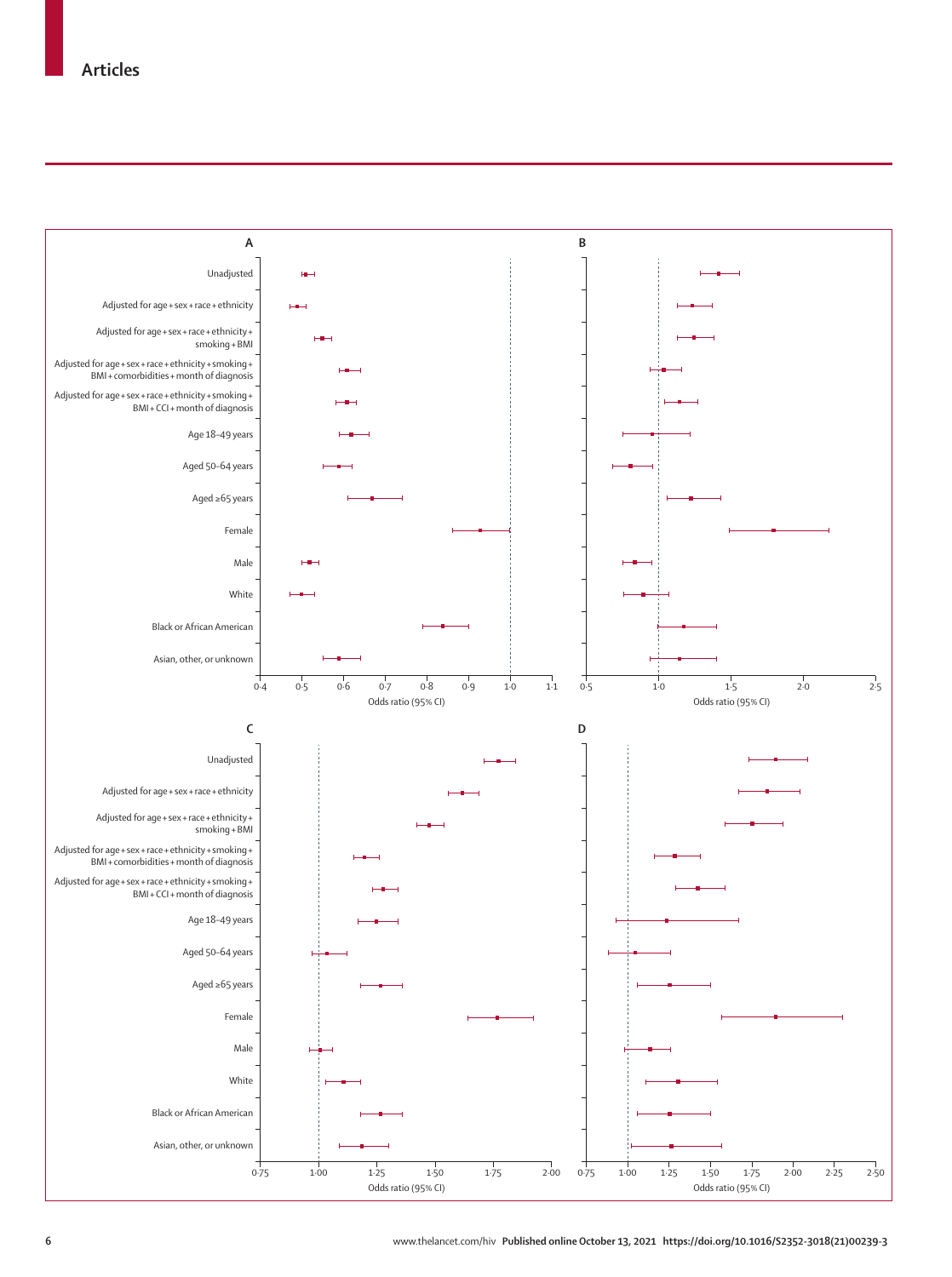**A**

- Unadjusted
- Adjusted for age + sex + race + ethnicity
- Adjusted for age + sex + race + ethnicity + smoking + BMI
- Adjusted for age + sex + race + ethnicity + smoking + BMI + comorbidities + month of diagnosis
- Adjusted for age + sex + race + ethnicity + smoking + BMI + CCI + month of diagnosis
- Age 18–49 years
- Aged 50–64 years
- Aged ≥65 years
- Female
- Male
- White
- Black or African American
- Asian, other, or unknown

Odds ratio (95% CI): 0·4, 0·5, 0·6, 0·7, 0·8, 0·9, 1·0, 1·1

**B**

Odds ratio (95% CI): 0·5, 1·0, 1·5, 2·0, 2·5

**C**

- Unadjusted
- Adjusted for age + sex + race + ethnicity
- Adjusted for age + sex + race + ethnicity + smoking + BMI
- Adjusted for age + sex + race + ethnicity + smoking + BMI + comorbidities + month of diagnosis
- Adjusted for age + sex + race + ethnicity + smoking + BMI + CCI + month of diagnosis
- Age 18–49 years
- Aged 50–64 years
- Aged ≥65 years
- Female
- Male
- White
- Black or African American
- Asian, other, or unknown

Odds ratio (95% CI): 0·75, 1·00, 1·25, 1·50, 1·75, 2·00

**D**

Odds ratio (95% CI): 0·75, 1·00, 1·25, 1·50, 1·75, 2·00, 2·25, 2·50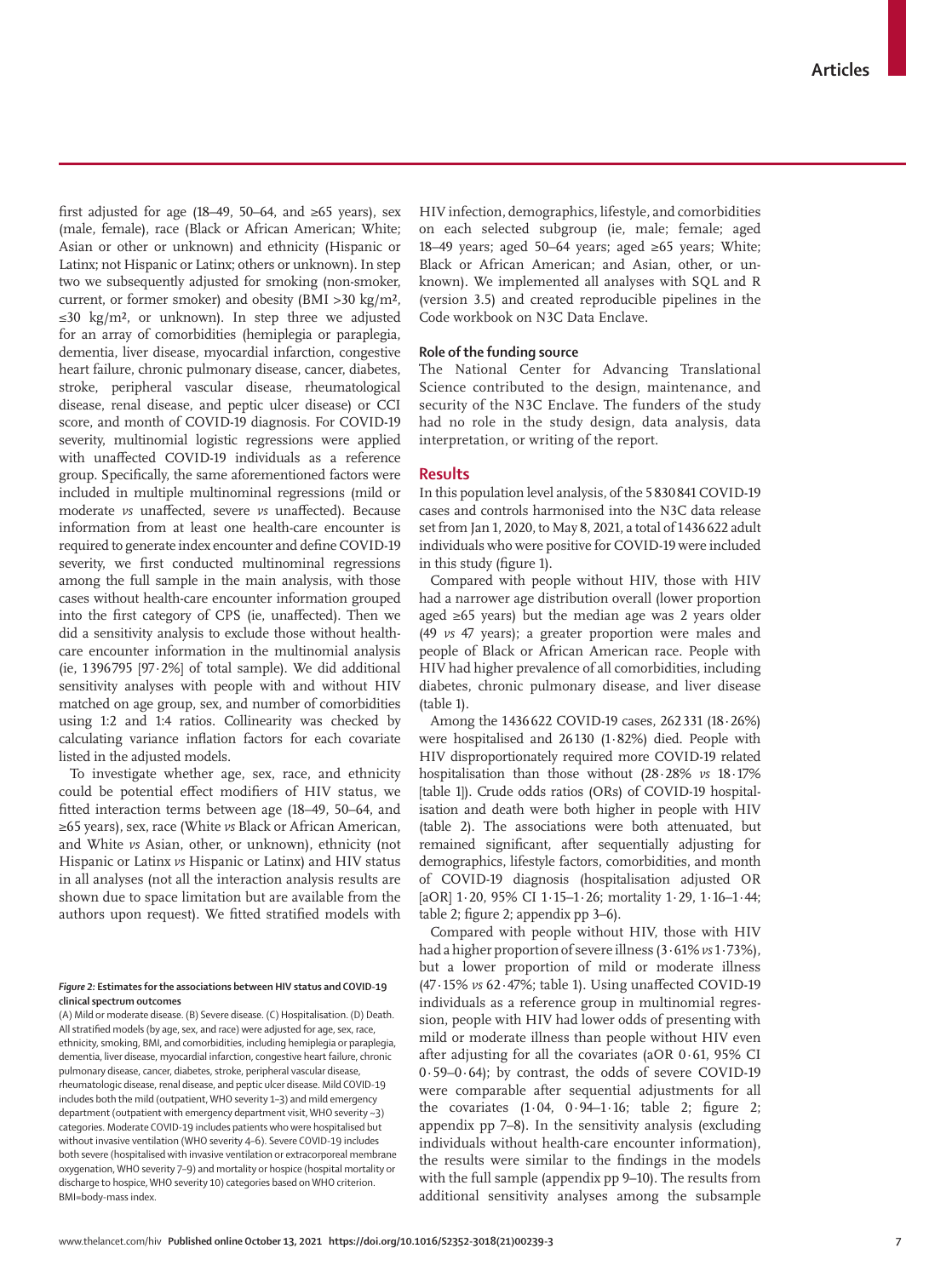first adjusted for age (18–49, 50–64, and ≥65 years), sex (male, female), race (Black or African American; White; Asian or other or unknown) and ethnicity (Hispanic or Latinx; not Hispanic or Latinx; others or unknown). In step two we subsequently adjusted for smoking (non-smoker, current, or former smoker) and obesity (BMI >30 kg/m², ≤30 kg/m², or unknown). In step three we adjusted for an array of comorbidities (hemiplegia or paraplegia, dementia, liver disease, myocardial infarction, congestive heart failure, chronic pulmonary disease, cancer, diabetes, stroke, peripheral vascular disease, rheumatological disease, renal disease, and peptic ulcer disease) or CCI score, and month of COVID-19 diagnosis. For COVID-19 severity, multinomial logistic regressions were applied with unaffected COVID-19 individuals as a reference group. Specifically, the same aforementioned factors were included in multiple multinominal regressions (mild or moderate *vs* unaffected, severe *vs* unaffected). Because information from at least one health-care encounter is required to generate index encounter and define COVID-19 severity, we first conducted multinominal regressions among the full sample in the main analysis, with those cases without health-care encounter information grouped into the first category of CPS (ie, unaffected). Then we did a sensitivity analysis to exclude those without health-care encounter information in the multinomial analysis (ie, 1396795 [97·2%] of total sample). We did additional sensitivity analyses with people with and without HIV matched on age group, sex, and number of comorbidities using 1:2 and 1:4 ratios. Collinearity was checked by calculating variance inflation factors for each covariate listed in the adjusted models.

To investigate whether age, sex, race, and ethnicity could be potential effect modifiers of HIV status, we fitted interaction terms between age (18–49, 50–64, and ≥65 years), sex, race (White *vs* Black or African American, and White *vs* Asian, other, or unknown), ethnicity (not Hispanic or Latinx *vs* Hispanic or Latinx) and HIV status in all analyses (not all the interaction analysis results are shown due to space limitation but are available from the authors upon request). We fitted stratified models with HIV infection, demographics, lifestyle, and comorbidities on each selected subgroup (ie, male; female; aged 18–49 years; aged 50–64 years; aged ≥65 years; White; Black or African American; and Asian, other, or unknown). We implemented all analyses with SQL and R (version 3.5) and created reproducible pipelines in the Code workbook on N3C Data Enclave.

### Role of the funding source

The National Center for Advancing Translational Science contributed to the design, maintenance, and security of the N3C Enclave. The funders of the study had no role in the study design, data analysis, data interpretation, or writing of the report.

## Results

In this population level analysis, of the 5830841 COVID-19 cases and controls harmonised into the N3C data release set from Jan 1, 2020, to May 8, 2021, a total of 1436622 adult individuals who were positive for COVID-19 were included in this study (figure 1).

Compared with people without HIV, those with HIV had a narrower age distribution overall (lower proportion aged ≥65 years) but the median age was 2 years older (49 *vs* 47 years); a greater proportion were males and people of Black or African American race. People with HIV had higher prevalence of all comorbidities, including diabetes, chronic pulmonary disease, and liver disease (table 1).

Among the 1436622 COVID-19 cases, 262331 (18·26%) were hospitalised and 26130 (1·82%) died. People with HIV disproportionately required more COVID-19 related hospitalisation than those without (28·28% *vs* 18·17% [table 1]). Crude odds ratios (ORs) of COVID-19 hospitalisation and death were both higher in people with HIV (table 2). The associations were both attenuated, but remained significant, after sequentially adjusting for demographics, lifestyle factors, comorbidities, and month of COVID-19 diagnosis (hospitalisation adjusted OR [aOR] 1·20, 95% CI 1·15–1·26; mortality 1·29, 1·16–1·44; table 2; figure 2; appendix pp 3–6).

Compared with people without HIV, those with HIV had a higher proportion of severe illness (3·61% *vs* 1·73%), but a lower proportion of mild or moderate illness (47·15% *vs* 62·47%; table 1). Using unaffected COVID-19 individuals as a reference group in multinomial regression, people with HIV had lower odds of presenting with mild or moderate illness than people without HIV even after adjusting for all the covariates (aOR 0·61, 95% CI 0·59–0·64); by contrast, the odds of severe COVID-19 were comparable after sequential adjustments for all the covariates (1·04, 0·94–1·16; table 2; figure 2; appendix pp 7–8). In the sensitivity analysis (excluding individuals without health-care encounter information), the results were similar to the findings in the models with the full sample (appendix pp 9–10). The results from additional sensitivity analyses among the subsample

**Figure 2: Estimates for the associations between HIV status and COVID-19 clinical spectrum outcomes**

(A) Mild or moderate disease. (B) Severe disease. (C) Hospitalisation. (D) Death. All stratified models (by age, sex, and race) were adjusted for age, sex, race, ethnicity, smoking, BMI, and comorbidities, including hemiplegia or paraplegia, dementia, liver disease, myocardial infarction, congestive heart failure, chronic pulmonary disease, cancer, diabetes, stroke, peripheral vascular disease, rheumatologic disease, renal disease, and peptic ulcer disease. Mild COVID-19 includes both the mild (outpatient, WHO severity 1–3) and mild emergency department (outpatient with emergency department visit, WHO severity ~3) categories. Moderate COVID-19 includes patients who were hospitalised but without invasive ventilation (WHO severity 4–6). Severe COVID-19 includes both severe (hospitalised with invasive ventilation or extracorporeal membrane oxygenation, WHO severity 7–9) and mortality or hospice (hospital mortality or discharge to hospice, WHO severity 10) categories based on WHO criterion. BMI=body-mass index.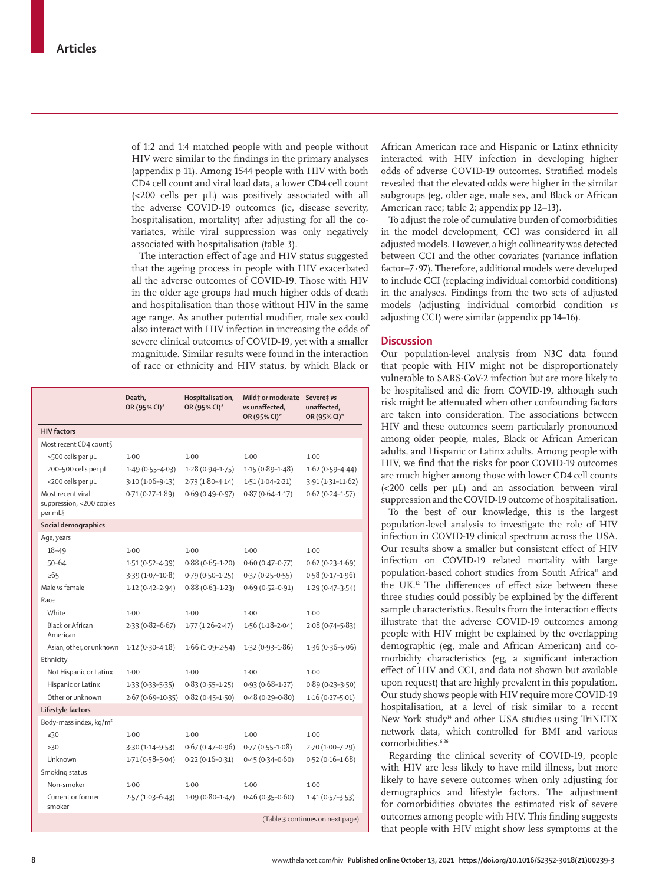of 1:2 and 1:4 matched people with and people without HIV were similar to the findings in the primary analyses (appendix p 11). Among 1544 people with HIV with both CD4 cell count and viral load data, a lower CD4 cell count (<200 cells per µL) was positively associated with all the adverse COVID-19 outcomes (ie, disease severity, hospitalisation, mortality) after adjusting for all the covariates, while viral suppression was only negatively associated with hospitalisation (table 3).

The interaction effect of age and HIV status suggested that the ageing process in people with HIV exacerbated all the adverse outcomes of COVID-19. Those with HIV in the older age groups had much higher odds of death and hospitalisation than those without HIV in the same age range. As another potential modifier, male sex could also interact with HIV infection in increasing the odds of severe clinical outcomes of COVID-19, yet with a smaller magnitude. Similar results were found in the interaction of race or ethnicity and HIV status, by which Black or African American race and Hispanic or Latinx ethnicity interacted with HIV infection in developing higher odds of adverse COVID-19 outcomes. Stratified models revealed that the elevated odds were higher in the similar subgroups (eg, older age, male sex, and Black or African American race; table 2; appendix pp 12–13).

To adjust the role of cumulative burden of comorbidities in the model development, CCI was considered in all adjusted models. However, a high collinearity was detected between CCI and the other covariates (variance inflation factor=7·97). Therefore, additional models were developed to include CCI (replacing individual comorbid conditions) in the analyses. Findings from the two sets of adjusted models (adjusting individual comorbid condition *vs* adjusting CCI) were similar (appendix pp 14–16).

| | Death, OR (95% CI)* | Hospitalisation, OR (95% CI)* | Mild† or moderate *vs* unaffected, OR (95% CI)* | Severe‡ *vs* unaffected, OR (95% CI)* |
|---|---|---|---|---|
| **HIV factors** | | | | |
| Most recent CD4 count§ | | | | |
| >500 cells per µL | 1·00 | 1·00 | 1·00 | 1·00 |
| 200–500 cells per µL | 1·49 (0·55–4·03) | 1·28 (0·94–1·75) | 1·15 (0·89–1·48) | 1·62 (0·59–4·44) |
| <200 cells per µL | 3·10 (1·06–9·13) | 2·73 (1·80–4·14) | 1·51 (1·04–2·21) | 3·91 (1·31–11·62) |
| Most recent viral suppression, <200 copies per mL§ | 0·71 (0·27–1·89) | 0·69 (0·49–0·97) | 0·87 (0·64–1·17) | 0·62 (0·24–1·57) |
| **Social demographics** | | | | |
| Age, years | | | | |
| 18–49 | 1·00 | 1·00 | 1·00 | 1·00 |
| 50–64 | 1·51 (0·52–4·39) | 0·88 (0·65–1·20) | 0·60 (0·47–0·77) | 0·62 (0·23–1·69) |
| ≥65 | 3·39 (1·07–10·8) | 0·79 (0·50–1·25) | 0·37 (0·25–0·55) | 0·58 (0·17–1·96) |
| Male *vs* female | 1·12 (0·42–2·94) | 0·88 (0·63–1·23) | 0·69 (0·52–0·91) | 1·29 (0·47–3·54) |
| Race | | | | |
| White | 1·00 | 1·00 | 1·00 | 1·00 |
| Black or African American | 2·33 (0·82–6·67) | 1·77 (1·26–2·47) | 1·56 (1·18–2·04) | 2·08 (0·74–5·83) |
| Asian, other, or unknown | 1·12 (0·30–4·18) | 1·66 (1·09–2·54) | 1·32 (0·93–1·86) | 1·36 (0·36–5·06) |
| Ethnicity | | | | |
| Not Hispanic or Latinx | 1·00 | 1·00 | 1·00 | 1·00 |
| Hispanic or Latinx | 1·33 (0·33–5·35) | 0·83 (0·55–1·25) | 0·93 (0·68–1·27) | 0·89 (0·23–3·50) |
| Other or unknown | 2·67 (0·69–10·35) | 0·82 (0·45–1·50) | 0·48 (0·29–0·80) | 1·16 (0·27–5·01) |
| **Lifestyle factors** | | | | |
| Body-mass index, $kg/m^2$ | | | | |
| ≤30 | 1·00 | 1·00 | 1·00 | 1·00 |
| >30 | 3·30 (1·14–9·53) | 0·67 (0·47–0·96) | 0·77 (0·55–1·08) | 2·70 (1·00–7·29) |
| Unknown | 1·71 (0·58–5·04) | 0·22 (0·16–0·31) | 0·45 (0·34–0·60) | 0·52 (0·16–1·68) |
| Smoking status | | | | |
| Non-smoker | 1·00 | 1·00 | 1·00 | 1·00 |
| Current or former smoker | 2·57 (1·03–6·43) | 1·09 (0·80–1·47) | 0·46 (0·35–0·60) | 1·41 (0·57–3·53) |

(Table 3 continues on next page)

## Discussion

Our population-level analysis from N3C data found that people with HIV might not be disproportionately vulnerable to SARS-CoV-2 infection but are more likely to be hospitalised and die from COVID-19, although such risk might be attenuated when other confounding factors are taken into consideration. The associations between HIV and these outcomes seem particularly pronounced among older people, males, Black or African American adults, and Hispanic or Latinx adults. Among people with HIV, we find that the risks for poor COVID-19 outcomes are much higher among those with lower CD4 cell counts (<200 cells per µL) and an association between viral suppression and the COVID-19 outcome of hospitalisation.

To the best of our knowledge, this is the largest population-level analysis to investigate the role of HIV infection in COVID-19 clinical spectrum across the USA. Our results show a smaller but consistent effect of HIV infection on COVID-19 related mortality with large population-based cohort studies from South Africa[11] and the UK.[12] The differences of effect size between these three studies could possibly be explained by the different sample characteristics. Results from the interaction effects illustrate that the adverse COVID-19 outcomes among people with HIV might be explained by the overlapping demographic (eg, male and African American) and comorbidity characteristics (eg, a significant interaction effect of HIV and CCI, and data not shown but available upon request) that are highly prevalent in this population. Our study shows people with HIV require more COVID-19 hospitalisation, at a level of risk similar to a recent New York study[14] and other USA studies using TriNETX network data, which controlled for BMI and various comorbidities.[6,26]

Regarding the clinical severity of COVID-19, people with HIV are less likely to have mild illness, but more likely to have severe outcomes when only adjusting for demographics and lifestyle factors. The adjustment for comorbidities obviates the estimated risk of severe outcomes among people with HIV. This finding suggests that people with HIV might show less symptoms at the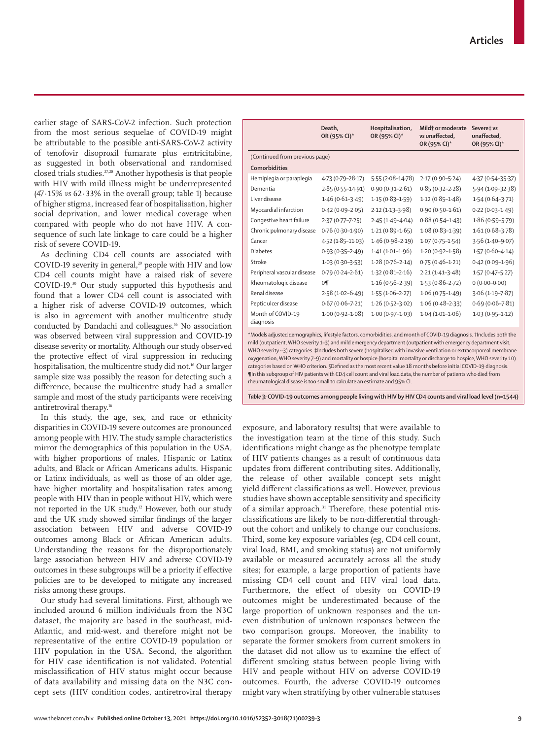earlier stage of SARS-CoV-2 infection. Such protection from the most serious sequelae of COVID-19 might be attributable to the possible anti-SARS-CoV-2 activity of tenofovir disoproxil fumarate plus emtricitabine, as suggested in both observational and randomised closed trials studies.[27,28] Another hypothesis is that people with HIV with mild illness might be underrepresented (47·15% *vs* 62·33% in the overall group; table 1) because of higher stigma, increased fear of hospitalisation, higher social deprivation, and lower medical coverage when compared with people who do not have HIV. A consequence of such late linkage to care could be a higher risk of severe COVID-19.

As declining CD4 cell counts are associated with COVID-19 severity in general,[29] people with HIV and low CD4 cell counts might have a raised risk of severe COVID-19.[30] Our study supported this hypothesis and found that a lower CD4 cell count is associated with a higher risk of adverse COVID-19 outcomes, which is also in agreement with another multicentre study conducted by Dandachi and colleagues.[16] No association was observed between viral suppression and COVID-19 disease severity or mortality. Although our study observed the protective effect of viral suppression in reducing hospitalisation, the multicentre study did not.[16] Our larger sample size was possibly the reason for detecting such a difference, because the multicentre study had a smaller sample and most of the study participants were receiving antiretroviral therapy.[16]

In this study, the age, sex, and race or ethnicity disparities in COVID-19 severe outcomes are pronounced among people with HIV. The study sample characteristics mirror the demographics of this population in the USA, with higher proportions of males, Hispanic or Latinx adults, and Black or African Americans adults. Hispanic or Latinx individuals, as well as those of an older age, have higher mortality and hospitalisation rates among people with HIV than in people without HIV, which were not reported in the UK study.[12] However, both our study and the UK study showed similar findings of the larger association between HIV and adverse COVID-19 outcomes among Black or African American adults. Understanding the reasons for the disproportionately large association between HIV and adverse COVID-19 outcomes in these subgroups will be a priority if effective policies are to be developed to mitigate any increased risks among these groups.

Our study had several limitations. First, although we included around 6 million individuals from the N3C dataset, the majority are based in the southeast, mid-Atlantic, and mid-west, and therefore might not be representative of the entire COVID-19 population or HIV population in the USA. Second, the algorithm for HIV case identification is not validated. Potential misclassification of HIV status might occur because of data availability and missing data on the N3C concept sets (HIV condition codes, antiretroviral therapy exposure, and laboratory results) that were available to the investigation team at the time of this study. Such identifications might change as the phenotype template of HIV patients changes as a result of continuous data updates from different contributing sites. Additionally, the release of other available concept sets might yield different classifications as well. However, previous studies have shown acceptable sensitivity and specificity of a similar approach.[31] Therefore, these potential misclassifications are likely to be non-differential throughout the cohort and unlikely to change our conclusions. Third, some key exposure variables (eg, CD4 cell count, viral load, BMI, and smoking status) are not uniformly available or measured accurately across all the study sites; for example, a large proportion of patients have missing CD4 cell count and HIV viral load data. Furthermore, the effect of obesity on COVID-19 outcomes might be underestimated because of the large proportion of unknown responses and the uneven distribution of unknown responses between the two comparison groups. Moreover, the inability to separate the former smokers from current smokers in the dataset did not allow us to examine the effect of different smoking status between people living with HIV and people without HIV on adverse COVID-19 outcomes. Fourth, the adverse COVID-19 outcomes might vary when stratifying by other vulnerable statuses

| | Death, OR (95% CI)* | Hospitalisation, OR (95% CI)* | Mild† or moderate vs unaffected, OR (95% CI)* | Severe‡ vs unaffected, OR (95% CI)* |
|---|---|---|---|---|
| (Continued from previous page) | | | | |
| **Comorbidities** | | | | |
| Hemiplegia or paraplegia | 4·73 (0·79–28·17) | 5·55 (2·08–14·78) | 2·17 (0·90–5·24) | 4·37 (0·54–35·37) |
| Dementia | 2·85 (0·55–14·91) | 0·90 (0·31–2·61) | 0·85 (0·32–2·28) | 5·94 (1·09–32·38) |
| Liver disease | 1·46 (0·61–3·49) | 1·15 (0·83–1·59) | 1·12 (0·85–1·48) | 1·54 (0·64–3·71) |
| Myocardial infarction | 0·42 (0·09–2·05) | 2·12 (1·13–3·98) | 0·90 (0·50–1·61) | 0·22 (0·03–1·49) |
| Congestive heart failure | 2·37 (0·77–7·25) | 2·45 (1·49–4·04) | 0·88 (0·54–1·43) | 1·86 (0·59–5·79) |
| Chronic pulmonary disease | 0·76 (0·30–1·90) | 1·21 (0·89–1·65) | 1·08 (0·83–1·39) | 1·61 (0·68–3·78) |
| Cancer | 4·52 (1·85–11·03) | 1·46 (0·98–2·19) | 1·07 (0·75–1·54) | 3·56 (1·40–9·07) |
| Diabetes | 0·93 (0·35–2·49) | 1·41 (1·01–1·96) | 1·20 (0·92–1·58) | 1·57 (0·60–4·14) |
| Stroke | 1·03 (0·30–3·53) | 1·28 (0·76–2·14) | 0·75 (0·46–1·21) | 0·42 (0·09–1·96) |
| Peripheral vascular disease | 0·79 (0·24–2·61) | 1·32 (0·81–2·16) | 2·21 (1·41–3·48) | 1·57 (0·47–5·27) |
| Rheumatologic disease | 0¶ | 1·16 (0·56–2·39) | 1·53 (0·86–2·72) | 0 (0·00–0·00) |
| Renal disease | 2·58 (1·02–6·49) | 1·55 (1·06–2·27) | 1·06 (0·75–1·49) | 3·06 (1·19–7·87) |
| Peptic ulcer disease | 0·67 (0·06–7·21) | 1·26 (0·52–3·02) | 1·06 (0·48–2·33) | 0·69 (0·06–7·81) |
| Month of COVID-19 diagnosis | 1·00 (0·92–1·08) | 1·00 (0·97–1·03) | 1·04 (1·01–1·06) | 1·03 (0·95–1·12) |

*Models adjusted demographics, lifestyle factors, comorbidities, and month of COVID-19 diagnosis. †Includes both the mild (outpatient, WHO severity 1–3) and mild emergency department (outpatient with emergency department visit, WHO severity ~3) categories. ‡Includes both severe (hospitalised with invasive ventilation or extracorporeal membrane oxygenation, WHO severity 7–9) and mortality or hospice (hospital mortality or discharge to hospice, WHO severity 10) categories based on WHO criterion. §Defined as the most recent value 18 months before initial COVID-19 diagnosis. ¶In this subgroup of HIV patients with CD4 cell count and viral load data, the number of patients who died from rheumatological disease is too small to calculate an estimate and 95% CI.

*Table 3:* **COVID-19 outcomes among people living with HIV by HIV CD4 counts and viral load level (n=1544)**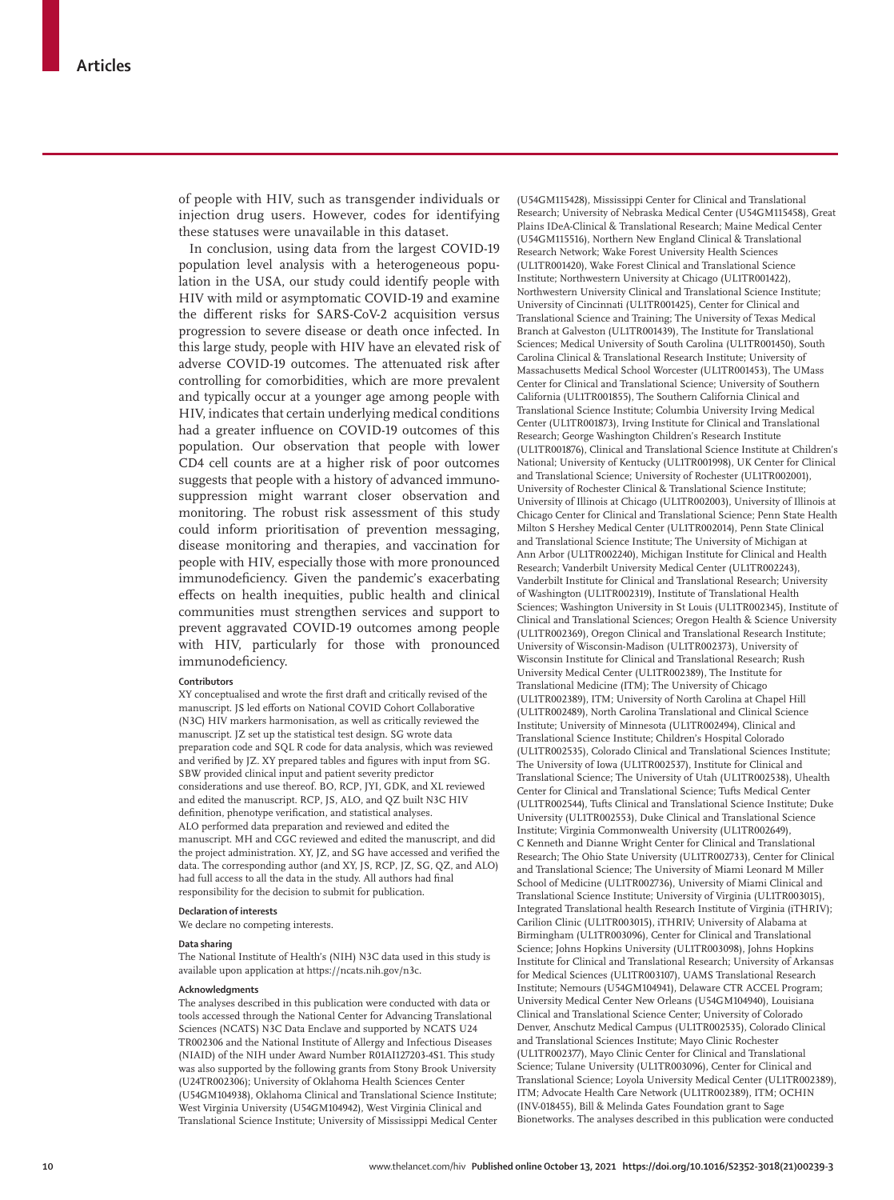of people with HIV, such as transgender individuals or injection drug users. However, codes for identifying these statuses were unavailable in this dataset.

In conclusion, using data from the largest COVID-19 population level analysis with a heterogeneous population in the USA, our study could identify people with HIV with mild or asymptomatic COVID-19 and examine the different risks for SARS-CoV-2 acquisition versus progression to severe disease or death once infected. In this large study, people with HIV have an elevated risk of adverse COVID-19 outcomes. The attenuated risk after controlling for comorbidities, which are more prevalent and typically occur at a younger age among people with HIV, indicates that certain underlying medical conditions had a greater influence on COVID-19 outcomes of this population. Our observation that people with lower CD4 cell counts are at a higher risk of poor outcomes suggests that people with a history of advanced immunosuppression might warrant closer observation and monitoring. The robust risk assessment of this study could inform prioritisation of prevention messaging, disease monitoring and therapies, and vaccination for people with HIV, especially those with more pronounced immunodeficiency. Given the pandemic's exacerbating effects on health inequities, public health and clinical communities must strengthen services and support to prevent aggravated COVID-19 outcomes among people with HIV, particularly for those with pronounced immunodeficiency.

#### Contributors

XY conceptualised and wrote the first draft and critically revised of the manuscript. JS led efforts on National COVID Cohort Collaborative (N3C) HIV markers harmonisation, as well as critically reviewed the manuscript. JZ set up the statistical test design. SG wrote data preparation code and SQL R code for data analysis, which was reviewed and verified by JZ. XY prepared tables and figures with input from SG. SBW provided clinical input and patient severity predictor considerations and use thereof. BO, RCP, JYI, GDK, and XL reviewed and edited the manuscript. RCP, JS, ALO, and QZ built N3C HIV definition, phenotype verification, and statistical analyses. ALO performed data preparation and reviewed and edited the manuscript. MH and CGC reviewed and edited the manuscript, and did the project administration. XY, JZ, and SG have accessed and verified the data. The corresponding author (and XY, JS, RCP, JZ, SG, QZ, and ALO) had full access to all the data in the study. All authors had final responsibility for the decision to submit for publication.

#### Declaration of interests

We declare no competing interests.

#### Data sharing

The National Institute of Health's (NIH) N3C data used in this study is available upon application at https://ncats.nih.gov/n3c.

#### Acknowledgments

The analyses described in this publication were conducted with data or tools accessed through the National Center for Advancing Translational Sciences (NCATS) N3C Data Enclave and supported by NCATS U24 TR002306 and the National Institute of Allergy and Infectious Diseases (NIAID) of the NIH under Award Number R01AI127203-4S1. This study was also supported by the following grants from Stony Brook University (U24TR002306); University of Oklahoma Health Sciences Center (U54GM104938), Oklahoma Clinical and Translational Science Institute; West Virginia University (U54GM104942), West Virginia Clinical and Translational Science Institute; University of Mississippi Medical Center (U54GM115428), Mississippi Center for Clinical and Translational Research; University of Nebraska Medical Center (U54GM115458), Great Plains IDeA-Clinical & Translational Research; Maine Medical Center (U54GM115516), Northern New England Clinical & Translational Research Network; Wake Forest University Health Sciences (UL1TR001420), Wake Forest Clinical and Translational Science Institute; Northwestern University at Chicago (UL1TR001422), Northwestern University Clinical and Translational Science Institute; University of Cincinnati (UL1TR001425), Center for Clinical and Translational Science and Training; The University of Texas Medical Branch at Galveston (UL1TR001439), The Institute for Translational Sciences; Medical University of South Carolina (UL1TR001450), South Carolina Clinical & Translational Research Institute; University of Massachusetts Medical School Worcester (UL1TR001453), The UMass Center for Clinical and Translational Science; University of Southern California (UL1TR001855), The Southern California Clinical and Translational Science Institute; Columbia University Irving Medical Center (UL1TR001873), Irving Institute for Clinical and Translational Research; George Washington Children's Research Institute (UL1TR001876), Clinical and Translational Science Institute at Children's National; University of Kentucky (UL1TR001998), UK Center for Clinical and Translational Science; University of Rochester (UL1TR002001), University of Rochester Clinical & Translational Science Institute; University of Illinois at Chicago (UL1TR002003), University of Illinois at Chicago Center for Clinical and Translational Science; Penn State Health Milton S Hershey Medical Center (UL1TR002014), Penn State Clinical and Translational Science Institute; The University of Michigan at Ann Arbor (UL1TR002240), Michigan Institute for Clinical and Health Research; Vanderbilt University Medical Center (UL1TR002243), Vanderbilt Institute for Clinical and Translational Research; University of Washington (UL1TR002319), Institute of Translational Health Sciences; Washington University in St Louis (UL1TR002345), Institute of Clinical and Translational Sciences; Oregon Health & Science University (UL1TR002369), Oregon Clinical and Translational Research Institute; University of Wisconsin-Madison (UL1TR002373), University of Wisconsin Institute for Clinical and Translational Research; Rush University Medical Center (UL1TR002389), The Institute for Translational Medicine (ITM); The University of Chicago (UL1TR002389), ITM; University of North Carolina at Chapel Hill (UL1TR002489), North Carolina Translational and Clinical Science Institute; University of Minnesota (UL1TR002494), Clinical and Translational Science Institute; Children's Hospital Colorado (UL1TR002535), Colorado Clinical and Translational Sciences Institute; The University of Iowa (UL1TR002537), Institute for Clinical and Translational Science; The University of Utah (UL1TR002538), Uhealth Center for Clinical and Translational Science; Tufts Medical Center (UL1TR002544), Tufts Clinical and Translational Science Institute; Duke University (UL1TR002553), Duke Clinical and Translational Science Institute; Virginia Commonwealth University (UL1TR002649), C Kenneth and Dianne Wright Center for Clinical and Translational Research; The Ohio State University (UL1TR002733), Center for Clinical and Translational Science; The University of Miami Leonard M Miller School of Medicine (UL1TR002736), University of Miami Clinical and Translational Science Institute; University of Virginia (UL1TR003015), Integrated Translational health Research Institute of Virginia (iTHRIV); Carilion Clinic (UL1TR003015), iTHRIV; University of Alabama at Birmingham (UL1TR003096), Center for Clinical and Translational Science; Johns Hopkins University (UL1TR003098), Johns Hopkins Institute for Clinical and Translational Research; University of Arkansas for Medical Sciences (UL1TR003107), UAMS Translational Research Institute; Nemours (U54GM104941), Delaware CTR ACCEL Program; University Medical Center New Orleans (U54GM104940), Louisiana Clinical and Translational Science Center; University of Colorado Denver, Anschutz Medical Campus (UL1TR002535), Colorado Clinical and Translational Sciences Institute; Mayo Clinic Rochester (UL1TR002377), Mayo Clinic Center for Clinical and Translational Science; Tulane University (UL1TR003096), Center for Clinical and Translational Science; Loyola University Medical Center (UL1TR002389), ITM; Advocate Health Care Network (UL1TR002389), ITM; OCHIN (INV-018455), Bill & Melinda Gates Foundation grant to Sage Bionetworks. The analyses described in this publication were conducted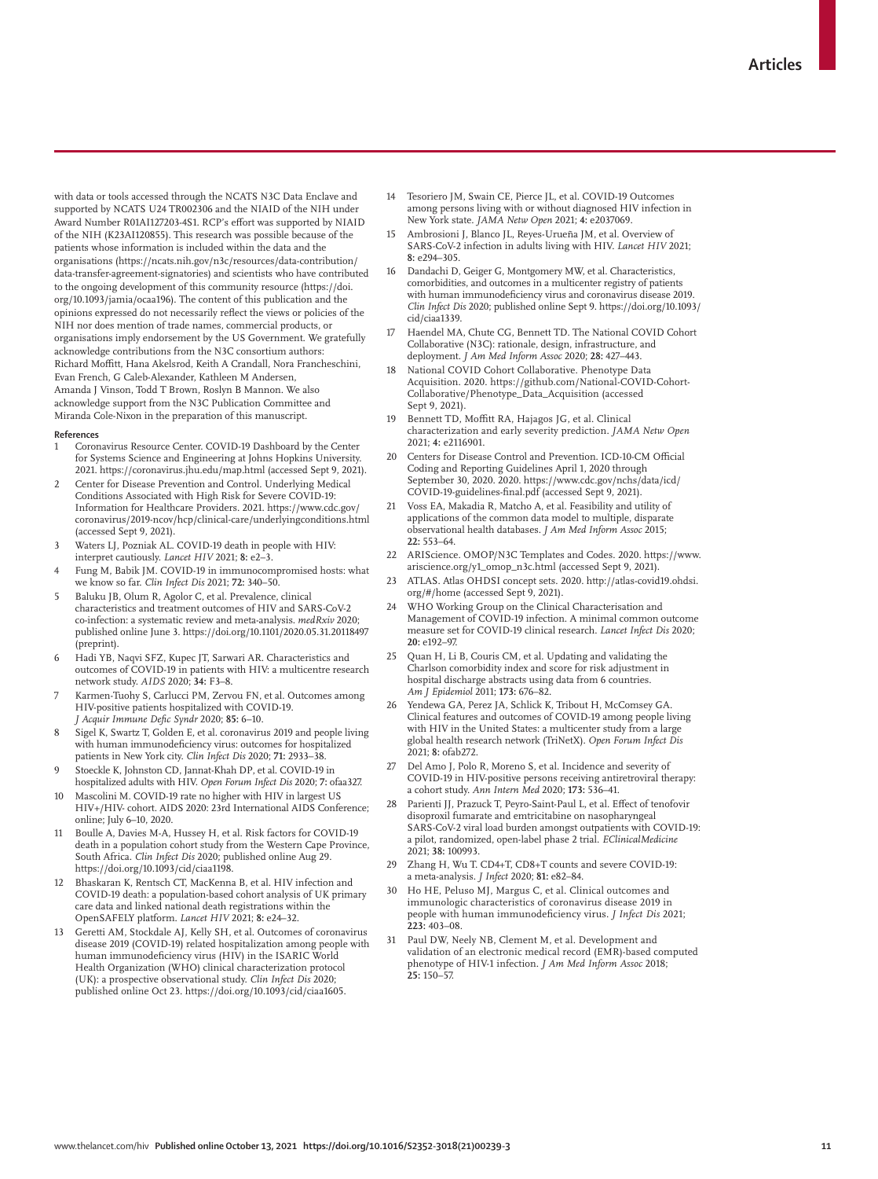with data or tools accessed through the NCATS N3C Data Enclave and supported by NCATS U24 TR002306 and the NIAID of the NIH under Award Number R01AI127203-4S1. RCP's effort was supported by NIAID of the NIH (K23AI120855). This research was possible because of the patients whose information is included within the data and the organisations (https://ncats.nih.gov/n3c/resources/data-contribution/data-transfer-agreement-signatories) and scientists who have contributed to the ongoing development of this community resource (https://doi.org/10.1093/jamia/ocaa196). The content of this publication and the opinions expressed do not necessarily reflect the views or policies of the NIH nor does mention of trade names, commercial products, or organisations imply endorsement by the US Government. We gratefully acknowledge contributions from the N3C consortium authors: Richard Moffitt, Hana Akelsrod, Keith A Crandall, Nora Francheschini, Evan French, G Caleb-Alexander, Kathleen M Andersen, Amanda J Vinson, Todd T Brown, Roslyn B Mannon. We also acknowledge support from the N3C Publication Committee and Miranda Cole-Nixon in the preparation of this manuscript.

### References

1. Coronavirus Resource Center. COVID-19 Dashboard by the Center for Systems Science and Engineering at Johns Hopkins University. 2021. https://coronavirus.jhu.edu/map.html (accessed Sept 9, 2021).
2. Center for Disease Prevention and Control. Underlying Medical Conditions Associated with High Risk for Severe COVID-19: Information for Healthcare Providers. 2021. https://www.cdc.gov/coronavirus/2019-ncov/hcp/clinical-care/underlyingconditions.html (accessed Sept 9, 2021).
3. Waters LJ, Pozniak AL. COVID-19 death in people with HIV: interpret cautiously. *Lancet HIV* 2021; **8:** e2–3.
4. Fung M, Babik JM. COVID-19 in immunocompromised hosts: what we know so far. *Clin Infect Dis* 2021; **72:** 340–50.
5. Baluku JB, Olum R, Agolor C, et al. Prevalence, clinical characteristics and treatment outcomes of HIV and SARS-CoV-2 co-infection: a systematic review and meta-analysis. *medRxiv* 2020; published online June 3. https://doi.org/10.1101/2020.05.31.20118497 (preprint).
6. Hadi YB, Naqvi SFZ, Kupec JT, Sarwari AR. Characteristics and outcomes of COVID-19 in patients with HIV: a multicentre research network study. *AIDS* 2020; **34:** F3–8.
7. Karmen-Tuohy S, Carlucci PM, Zervou FN, et al. Outcomes among HIV-positive patients hospitalized with COVID-19. *J Acquir Immune Defic Syndr* 2020; **85:** 6–10.
8. Sigel K, Swartz T, Golden E, et al. coronavirus 2019 and people living with human immunodeficiency virus: outcomes for hospitalized patients in New York city. *Clin Infect Dis* 2020; **71:** 2933–38.
9. Stoeckle K, Johnston CD, Jannat-Khah DP, et al. COVID-19 in hospitalized adults with HIV. *Open Forum Infect Dis* 2020; **7:** ofaa327.
10. Mascolini M. COVID-19 rate no higher with HIV in largest US HIV+/HIV- cohort. AIDS 2020: 23rd International AIDS Conference; online; July 6–10, 2020.
11. Boulle A, Davies M-A, Hussey H, et al. Risk factors for COVID-19 death in a population cohort study from the Western Cape Province, South Africa. *Clin Infect Dis* 2020; published online Aug 29. https://doi.org/10.1093/cid/ciaa1198.
12. Bhaskaran K, Rentsch CT, MacKenna B, et al. HIV infection and COVID-19 death: a population-based cohort analysis of UK primary care data and linked national death registrations within the OpenSAFELY platform. *Lancet HIV* 2021; **8:** e24–32.
13. Geretti AM, Stockdale AJ, Kelly SH, et al. Outcomes of coronavirus disease 2019 (COVID-19) related hospitalization among people with human immunodeficiency virus (HIV) in the ISARIC World Health Organization (WHO) clinical characterization protocol (UK): a prospective observational study. *Clin Infect Dis* 2020; published online Oct 23. https://doi.org/10.1093/cid/ciaa1605.
14. Tesoriero JM, Swain CE, Pierce JL, et al. COVID-19 Outcomes among persons living with or without diagnosed HIV infection in New York state. *JAMA Netw Open* 2021; **4:** e2037069.
15. Ambrosioni J, Blanco JL, Reyes-Urueña JM, et al. Overview of SARS-CoV-2 infection in adults living with HIV. *Lancet HIV* 2021; **8:** e294–305.
16. Dandachi D, Geiger G, Montgomery MW, et al. Characteristics, comorbidities, and outcomes in a multicenter registry of patients with human immunodeficiency virus and coronavirus disease 2019. *Clin Infect Dis* 2020; published online Sept 9. https://doi.org/10.1093/cid/ciaa1339.
17. Haendel MA, Chute CG, Bennett TD. The National COVID Cohort Collaborative (N3C): rationale, design, infrastructure, and deployment. *J Am Med Inform Assoc* 2020; **28:** 427–443.
18. National COVID Cohort Collaborative. Phenotype Data Acquisition. 2020. https://github.com/National-COVID-Cohort-Collaborative/Phenotype_Data_Acquisition (accessed Sept 9, 2021).
19. Bennett TD, Moffitt RA, Hajagos JG, et al. Clinical characterization and early severity prediction. *JAMA Netw Open* 2021; **4:** e2116901.
20. Centers for Disease Control and Prevention. ICD-10-CM Official Coding and Reporting Guidelines April 1, 2020 through September 30, 2020. 2020. https://www.cdc.gov/nchs/data/icd/COVID-19-guidelines-final.pdf (accessed Sept 9, 2021).
21. Voss EA, Makadia R, Matcho A, et al. Feasibility and utility of applications of the common data model to multiple, disparate observational health databases. *J Am Med Inform Assoc* 2015; **22:** 553–64.
22. ARIScience. OMOP/N3C Templates and Codes. 2020. https://www.ariscience.org/y1_omop_n3c.html (accessed Sept 9, 2021).
23. ATLAS. Atlas OHDSI concept sets. 2020. http://atlas-covid19.ohdsi.org/#/home (accessed Sept 9, 2021).
24. WHO Working Group on the Clinical Characterisation and Management of COVID-19 infection. A minimal common outcome measure set for COVID-19 clinical research. *Lancet Infect Dis* 2020; **20:** e192–97.
25. Quan H, Li B, Couris CM, et al. Updating and validating the Charlson comorbidity index and score for risk adjustment in hospital discharge abstracts using data from 6 countries. *Am J Epidemiol* 2011; **173:** 676–82.
26. Yendewa GA, Perez JA, Schlick K, Tribout H, McComsey GA. Clinical features and outcomes of COVID-19 among people living with HIV in the United States: a multicenter study from a large global health research network (TriNetX). *Open Forum Infect Dis* 2021; **8:** ofab272.
27. Del Amo J, Polo R, Moreno S, et al. Incidence and severity of COVID-19 in HIV-positive persons receiving antiretroviral therapy: a cohort study. *Ann Intern Med* 2020; **173:** 536–41.
28. Parienti JJ, Prazuck T, Peyro-Saint-Paul L, et al. Effect of tenofovir disoproxil fumarate and emtricitabine on nasopharyngeal SARS-CoV-2 viral load burden amongst outpatients with COVID-19: a pilot, randomized, open-label phase 2 trial. *EClinicalMedicine* 2021; **38:** 100993.
29. Zhang H, Wu T. CD4+T, CD8+T counts and severe COVID-19: a meta-analysis. *J Infect* 2020; **81:** e82–84.
30. Ho HE, Peluso MJ, Margus C, et al. Clinical outcomes and immunologic characteristics of coronavirus disease 2019 in people with human immunodeficiency virus. *J Infect Dis* 2021; **223:** 403–08.
31. Paul DW, Neely NB, Clement M, et al. Development and validation of an electronic medical record (EMR)-based computed phenotype of HIV-1 infection. *J Am Med Inform Assoc* 2018; **25:** 150–57.